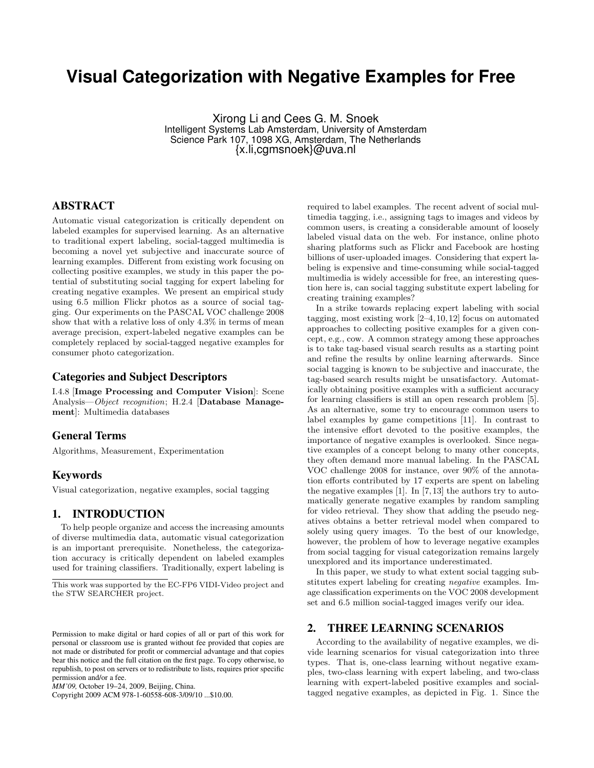# Visual Categorization with Negative Examples for Free

Xirong Li and Cees G. M. Snoek
Intelligent Systems Lab Amsterdam, University of Amsterdam
Science Park 107, 1098 XG, Amsterdam, The Netherlands
{x.li,cgmsnoek}@uva.nl

## ABSTRACT

Automatic visual categorization is critically dependent on labeled examples for supervised learning. As an alternative to traditional expert labeling, social-tagged multimedia is becoming a novel yet subjective and inaccurate source of learning examples. Different from existing work focusing on collecting positive examples, we study in this paper the potential of substituting social tagging for expert labeling for creating negative examples. We present an empirical study using 6.5 million Flickr photos as a source of social tagging. Our experiments on the PASCAL VOC challenge 2008 show that with a relative loss of only 4.3% in terms of mean average precision, expert-labeled negative examples can be completely replaced by social-tagged negative examples for consumer photo categorization.

### Categories and Subject Descriptors

I.4.8 [**Image Processing and Computer Vision**]: Scene Analysis—*Object recognition*; H.2.4 [**Database Management**]: Multimedia databases

### General Terms

Algorithms, Measurement, Experimentation

### Keywords

Visual categorization, negative examples, social tagging

## 1. INTRODUCTION

To help people organize and access the increasing amounts of diverse multimedia data, automatic visual categorization is an important prerequisite. Nonetheless, the categorization accuracy is critically dependent on labeled examples used for training classifiers. Traditionally, expert labeling is required to label examples. The recent advent of social multimedia tagging, i.e., assigning tags to images and videos by common users, is creating a considerable amount of loosely labeled visual data on the web. For instance, online photo sharing platforms such as Flickr and Facebook are hosting billions of user-uploaded images. Considering that expert labeling is expensive and time-consuming while social-tagged multimedia is widely accessible for free, an interesting question here is, can social tagging substitute expert labeling for creating training examples?

In a strike towards replacing expert labeling with social tagging, most existing work [2–4, 10, 12] focus on automated approaches to collecting positive examples for a given concept, e.g., cow. A common strategy among these approaches is to take tag-based visual search results as a starting point and refine the results by online learning afterwards. Since social tagging is known to be subjective and inaccurate, the tag-based search results might be unsatisfactory. Automatically obtaining positive examples with a sufficient accuracy for learning classifiers is still an open research problem [5]. As an alternative, some try to encourage common users to label examples by game competitions [11]. In contrast to the intensive effort devoted to the positive examples, the importance of negative examples is overlooked. Since negative examples of a concept belong to many other concepts, they often demand more manual labeling. In the PASCAL VOC challenge 2008 for instance, over 90% of the annotation efforts contributed by 17 experts are spent on labeling the negative examples [1]. In [7, 13] the authors try to automatically generate negative examples by random sampling for video retrieval. They show that adding the pseudo negatives obtains a better retrieval model when compared to solely using query images. To the best of our knowledge, however, the problem of how to leverage negative examples from social tagging for visual categorization remains largely unexplored and its importance underestimated.

In this paper, we study to what extent social tagging substitutes expert labeling for creating *negative* examples. Image classification experiments on the VOC 2008 development set and 6.5 million social-tagged images verify our idea.

## 2. THREE LEARNING SCENARIOS

According to the availability of negative examples, we divide learning scenarios for visual categorization into three types. That is, one-class learning without negative examples, two-class learning with expert labeling, and two-class learning with expert-labeled positive examples and social-tagged negative examples, as depicted in Fig. 1. Since the

This work was supported by the EC-FP6 VIDI-Video project and the STW SEARCHER project.

Permission to make digital or hard copies of all or part of this work for personal or classroom use is granted without fee provided that copies are not made or distributed for profit or commercial advantage and that copies bear this notice and the full citation on the first page. To copy otherwise, to republish, to post on servers or to redistribute to lists, requires prior specific permission and/or a fee.
*MM'09,* October 19–24, 2009, Beijing, China.
Copyright 2009 ACM 978-1-60558-608-3/09/10 ...$10.00.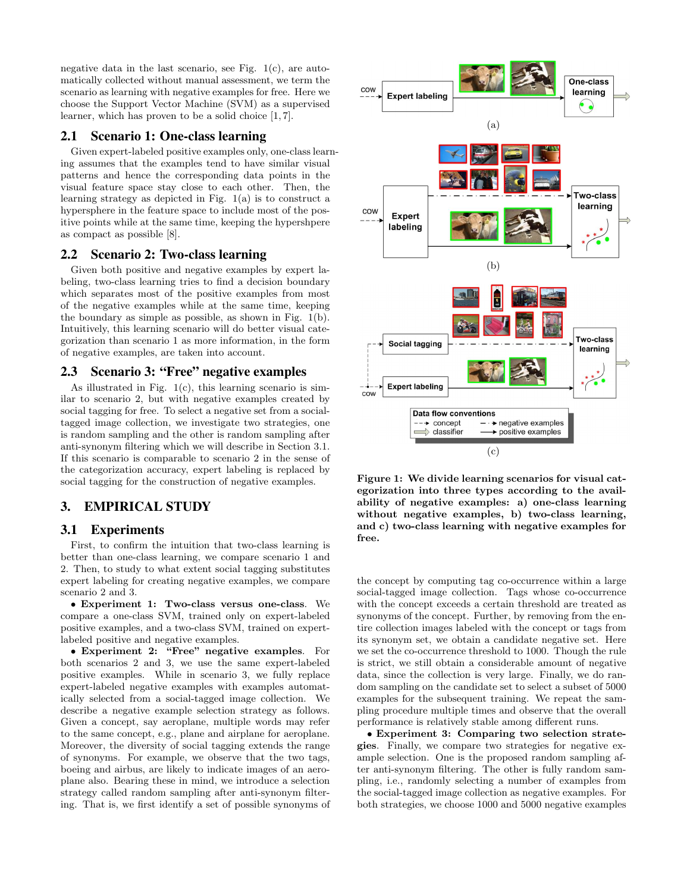negative data in the last scenario, see Fig. 1(c), are automatically collected without manual assessment, we term the scenario as learning with negative examples for free. Here we choose the Support Vector Machine (SVM) as a supervised learner, which has proven to be a solid choice [1, 7].

## 2.1 Scenario 1: One-class learning

Given expert-labeled positive examples only, one-class learning assumes that the examples tend to have similar visual patterns and hence the corresponding data points in the visual feature space stay close to each other. Then, the learning strategy as depicted in Fig. 1(a) is to construct a hypersphere in the feature space to include most of the positive points while at the same time, keeping the hypershpere as compact as possible [8].

## 2.2 Scenario 2: Two-class learning

Given both positive and negative examples by expert labeling, two-class learning tries to find a decision boundary which separates most of the positive examples from most of the negative examples while at the same time, keeping the boundary as simple as possible, as shown in Fig. 1(b). Intuitively, this learning scenario will do better visual categorization than scenario 1 as more information, in the form of negative examples, are taken into account.

## 2.3 Scenario 3: "Free" negative examples

As illustrated in Fig. 1(c), this learning scenario is similar to scenario 2, but with negative examples created by social tagging for free. To select a negative set from a social-tagged image collection, we investigate two strategies, one is random sampling and the other is random sampling after anti-synonym filtering which we will describe in Section 3.1. If this scenario is comparable to scenario 2 in the sense of the categorization accuracy, expert labeling is replaced by social tagging for the construction of negative examples.

# 3. EMPIRICAL STUDY

## 3.1 Experiments

First, to confirm the intuition that two-class learning is better than one-class learning, we compare scenario 1 and 2. Then, to study to what extent social tagging substitutes expert labeling for creating negative examples, we compare scenario 2 and 3.

• **Experiment 1: Two-class versus one-class**. We compare a one-class SVM, trained only on expert-labeled positive examples, and a two-class SVM, trained on expert-labeled positive and negative examples.

• **Experiment 2: "Free" negative examples**. For both scenarios 2 and 3, we use the same expert-labeled positive examples. While in scenario 3, we fully replace expert-labeled negative examples with examples automatically selected from a social-tagged image collection. We describe a negative example selection strategy as follows. Given a concept, say aeroplane, multiple words may refer to the same concept, e.g., plane and airplane for aeroplane. Moreover, the diversity of social tagging extends the range of synonyms. For example, we observe that the two tags, boeing and airbus, are likely to indicate images of an aeroplane also. Bearing these in mind, we introduce a selection strategy called random sampling after anti-synonym filtering. That is, we first identify a set of possible synonyms of the concept by computing tag co-occurrence within a large social-tagged image collection. Tags whose co-occurrence with the concept exceeds a certain threshold are treated as synonyms of the concept. Further, by removing from the entire collection images labeled with the concept or tags from its synonym set, we obtain a candidate negative set. Here we set the co-occurrence threshold to 1000. Though the rule is strict, we still obtain a considerable amount of negative data, since the collection is very large. Finally, we do random sampling on the candidate set to select a subset of 5000 examples for the subsequent training. We repeat the sampling procedure multiple times and observe that the overall performance is relatively stable among different runs.

• **Experiment 3: Comparing two selection strategies**. Finally, we compare two strategies for negative example selection. One is the proposed random sampling after anti-synonym filtering. The other is fully random sampling, i.e., randomly selecting a number of examples from the social-tagged image collection as negative examples. For both strategies, we choose 1000 and 5000 negative examples

**Figure 1: We divide learning scenarios for visual categorization into three types according to the availability of negative examples: a) one-class learning without negative examples, b) two-class learning, and c) two-class learning with negative examples for free.**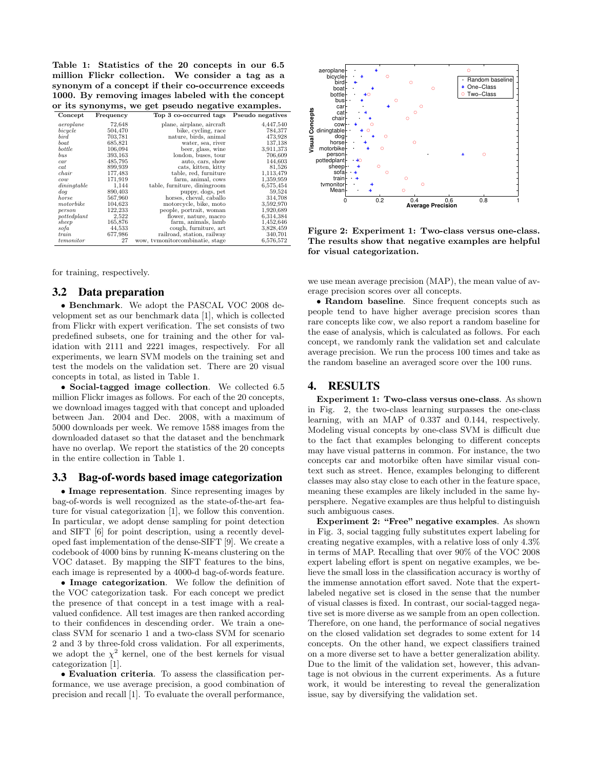**Table 1: Statistics of the 20 concepts in our 6.5 million Flickr collection. We consider a tag as a synonym of a concept if their co-occurrence exceeds 1000. By removing images labeled with the concept or its synonyms, we get pseudo negative examples.**

| Concept | Frequency | Top 3 co-occurred tags | Pseudo negatives |
|---|---|---|---|
| *aeroplane* | 72,648 | plane, airplane, aircraft | 4,447,540 |
| *bicycle* | 504,470 | bike, cycling, race | 784,377 |
| *bird* | 703,781 | nature, birds, animal | 473,928 |
| *boat* | 685,821 | water, sea, river | 137,138 |
| *bottle* | 106,094 | beer, glass, wine | 3,911,373 |
| *bus* | 393,163 | london, buses, tour | 706,609 |
| *car* | 485,795 | auto, cars, show | 144,603 |
| *cat* | 899,939 | cats, kitten, kitty | 81,526 |
| *chair* | 177,483 | table, red, furniture | 1,113,479 |
| *cow* | 171,919 | farm, animal, cows | 1,359,959 |
| *diningtable* | 1,144 | table, furniture, diningroom | 6,575,454 |
| *dog* | 890,403 | puppy, dogs, pet | 59,524 |
| *horse* | 567,960 | horses, cheval, caballo | 314,708 |
| *motorbike* | 104,623 | motorcycle, bike, moto | 3,592,970 |
| *person* | 122,233 | people, portrait, woman | 1,920,689 |
| *pottedplant* | 2,522 | flower, nature, macro | 6,314,384 |
| *sheep* | 165,876 | farm, animals, lamb | 1,452,646 |
| *sofa* | 44,533 | cough, furniture, art | 3,828,459 |
| *train* | 677,986 | railroad, station, railway | 340,701 |
| *tvmonitor* | 27 | wow, tvmonitorcombinatie, stage | 6,576,572 |

for training, respectively.

## 3.2 Data preparation

• **Benchmark**. We adopt the PASCAL VOC 2008 development set as our benchmark data [1], which is collected from Flickr with expert verification. The set consists of two predefined subsets, one for training and the other for validation with 2111 and 2221 images, respectively. For all experiments, we learn SVM models on the training set and test the models on the validation set. There are 20 visual concepts in total, as listed in Table 1.

• **Social-tagged image collection**. We collected 6.5 million Flickr images as follows. For each of the 20 concepts, we download images tagged with that concept and uploaded between Jan. 2004 and Dec. 2008, with a maximum of 5000 downloads per week. We remove 1588 images from the downloaded dataset so that the dataset and the benchmark have no overlap. We report the statistics of the 20 concepts in the entire collection in Table 1.

## 3.3 Bag-of-words based image categorization

• **Image representation**. Since representing images by bag-of-words is well recognized as the state-of-the-art feature for visual categorization [1], we follow this convention. In particular, we adopt dense sampling for point detection and SIFT [6] for point description, using a recently developed fast implementation of the dense-SIFT [9]. We create a codebook of 4000 bins by running K-means clustering on the VOC dataset. By mapping the SIFT features to the bins, each image is represented by a 4000-d bag-of-words feature.

• **Image categorization**. We follow the definition of the VOC categorization task. For each concept we predict the presence of that concept in a test image with a real-valued confidence. All test images are then ranked according to their confidences in descending order. We train a one-class SVM for scenario 1 and a two-class SVM for scenario 2 and 3 by three-fold cross validation. For all experiments, we adopt the $\chi^2$ kernel, one of the best kernels for visual categorization [1].

• **Evaluation criteria**. To assess the classification performance, we use average precision, a good combination of precision and recall [1]. To evaluate the overall performance, we use mean average precision (MAP), the mean value of average precision scores over all concepts.

• **Random baseline**. Since frequent concepts such as people tend to have higher average precision scores than rare concepts like cow, we also report a random baseline for the ease of analysis, which is calculated as follows. For each concept, we randomly rank the validation set and calculate average precision. We run the process 100 times and take as the random baseline an averaged score over the 100 runs.

**Figure 2: Experiment 1: Two-class versus one-class. The results show that negative examples are helpful for visual categorization.**

# 4. RESULTS

**Experiment 1: Two-class versus one-class**. As shown in Fig. 2, the two-class learning surpasses the one-class learning, with an MAP of 0.337 and 0.144, respectively. Modeling visual concepts by one-class SVM is difficult due to the fact that examples belonging to different concepts may have visual patterns in common. For instance, the two concepts car and motorbike often have similar visual context such as street. Hence, examples belonging to different classes may also stay close to each other in the feature space, meaning these examples are likely included in the same hypersphere. Negative examples are thus helpful to distinguish such ambiguous cases.

**Experiment 2: "Free" negative examples**. As shown in Fig. 3, social tagging fully substitutes expert labeling for creating negative examples, with a relative loss of only 4.3% in terms of MAP. Recalling that over 90% of the VOC 2008 expert labeling effort is spent on negative examples, we believe the small loss in the classification accuracy is worthy of the immense annotation effort saved. Note that the expert-labeled negative set is closed in the sense that the number of visual classes is fixed. In contrast, our social-tagged negative set is more diverse as we sample from an open collection. Therefore, on one hand, the performance of social negatives on the closed validation set degrades to some extent for 14 concepts. On the other hand, we expect classifiers trained on a more diverse set to have a better generalization ability. Due to the limit of the validation set, however, this advantage is not obvious in the current experiments. As a future work, it would be interesting to reveal the generalization issue, say by diversifying the validation set.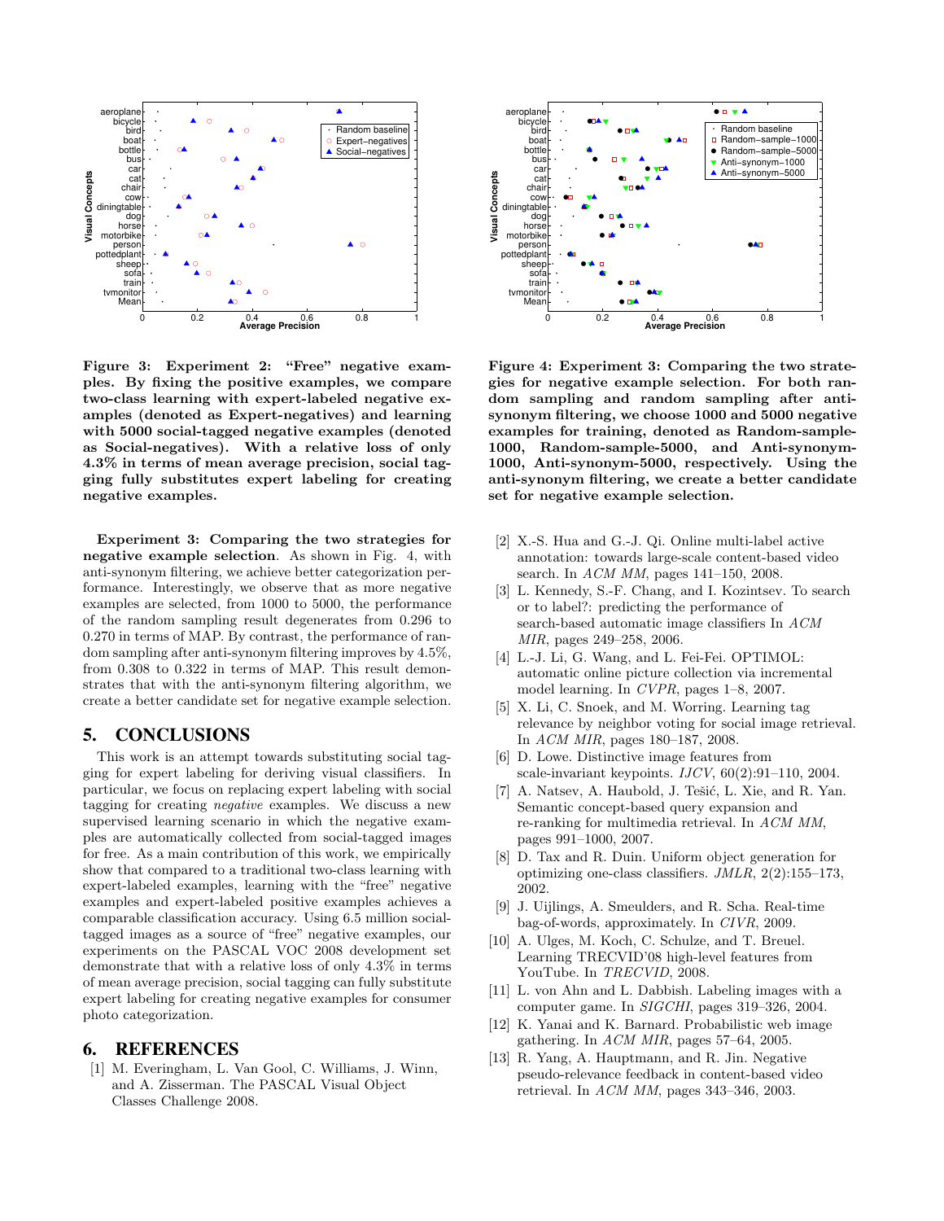aeroplane
bicycle
bird
boat
bottle
bus
car
cat
chair
cow
diningtable
dog
horse
motorbike
person
pottedplant
sheep
sofa
train
tvmonitor
Mean

Visual Concepts

0 0.2 0.4 0.6 0.8 1

Average Precision

Random baseline
Expert−negatives
Social−negatives

**Figure 3: Experiment 2: "Free" negative examples. By fixing the positive examples, we compare two-class learning with expert-labeled negative examples (denoted as Expert-negatives) and learning with 5000 social-tagged negative examples (denoted as Social-negatives). With a relative loss of only 4.3% in terms of mean average precision, social tagging fully substitutes expert labeling for creating negative examples.**

aeroplane
bicycle
bird
boat
bottle
bus
car
cat
chair
cow
diningtable
dog
horse
motorbike
person
pottedplant
sheep
sofa
train
tvmonitor
Mean

Visual Concepts

0 0.2 0.4 0.6 0.8 1

Average Precision

Random baseline
Random−sample−1000
Random−sample−5000
Anti−synonym−1000
Anti−synonym−5000

**Figure 4: Experiment 3: Comparing the two strategies for negative example selection. For both random sampling and random sampling after anti-synonym filtering, we choose 1000 and 5000 negative examples for training, denoted as Random-sample-1000, Random-sample-5000, and Anti-synonym-1000, Anti-synonym-5000, respectively. Using the anti-synonym filtering, we create a better candidate set for negative example selection.**

**Experiment 3: Comparing the two strategies for negative example selection**. As shown in Fig. 4, with anti-synonym filtering, we achieve better categorization performance. Interestingly, we observe that as more negative examples are selected, from 1000 to 5000, the performance of the random sampling result degenerates from 0.296 to 0.270 in terms of MAP. By contrast, the performance of random sampling after anti-synonym filtering improves by 4.5%, from 0.308 to 0.322 in terms of MAP. This result demonstrates that with the anti-synonym filtering algorithm, we create a better candidate set for negative example selection.

# 5. CONCLUSIONS

This work is an attempt towards substituting social tagging for expert labeling for deriving visual classifiers. In particular, we focus on replacing expert labeling with social tagging for creating *negative* examples. We discuss a new supervised learning scenario in which the negative examples are automatically collected from social-tagged images for free. As a main contribution of this work, we empirically show that compared to a traditional two-class learning with expert-labeled examples, learning with the "free" negative examples and expert-labeled positive examples achieves a comparable classification accuracy. Using 6.5 million social-tagged images as a source of "free" negative examples, our experiments on the PASCAL VOC 2008 development set demonstrate that with a relative loss of only 4.3% in terms of mean average precision, social tagging can fully substitute expert labeling for creating negative examples for consumer photo categorization.

# 6. REFERENCES

[1] M. Everingham, L. Van Gool, C. Williams, J. Winn, and A. Zisserman. The PASCAL Visual Object Classes Challenge 2008.

[2] X.-S. Hua and G.-J. Qi. Online multi-label active annotation: towards large-scale content-based video search. In *ACM MM*, pages 141–150, 2008.

[3] L. Kennedy, S.-F. Chang, and I. Kozintsev. To search or to label?: predicting the performance of search-based automatic image classifiers In *ACM MIR*, pages 249–258, 2006.

[4] L.-J. Li, G. Wang, and L. Fei-Fei. OPTIMOL: automatic online picture collection via incremental model learning. In *CVPR*, pages 1–8, 2007.

[5] X. Li, C. Snoek, and M. Worring. Learning tag relevance by neighbor voting for social image retrieval. In *ACM MIR*, pages 180–187, 2008.

[6] D. Lowe. Distinctive image features from scale-invariant keypoints. *IJCV*, 60(2):91–110, 2004.

[7] A. Natsev, A. Haubold, J. Tešić, L. Xie, and R. Yan. Semantic concept-based query expansion and re-ranking for multimedia retrieval. In *ACM MM*, pages 991–1000, 2007.

[8] D. Tax and R. Duin. Uniform object generation for optimizing one-class classifiers. *JMLR*, 2(2):155–173, 2002.

[9] J. Uijlings, A. Smeulders, and R. Scha. Real-time bag-of-words, approximately. In *CIVR*, 2009.

[10] A. Ulges, M. Koch, C. Schulze, and T. Breuel. Learning TRECVID'08 high-level features from YouTube. In *TRECVID*, 2008.

[11] L. von Ahn and L. Dabbish. Labeling images with a computer game. In *SIGCHI*, pages 319–326, 2004.

[12] K. Yanai and K. Barnard. Probabilistic web image gathering. In *ACM MIR*, pages 57–64, 2005.

[13] R. Yang, A. Hauptmann, and R. Jin. Negative pseudo-relevance feedback in content-based video retrieval. In *ACM MM*, pages 343–346, 2003.